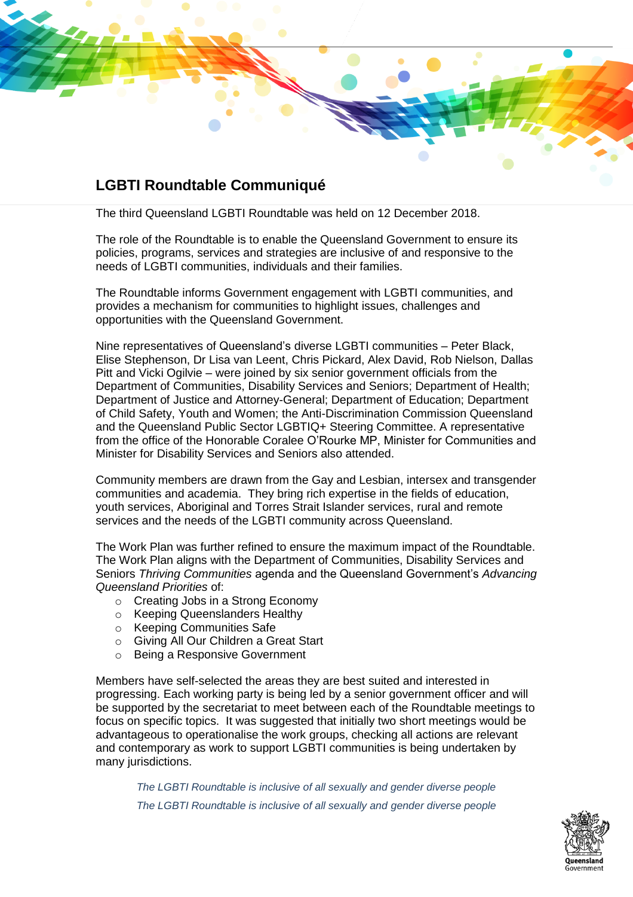# LGBTI Roundtable Communiqué

The third Queensland LGBTI Roundtable was held on 12 December 2018.

The role of the Roundtable is to enable the Queensland Government to ensure its policies, programs, services and strategies are inclusive of and responsive to the needs of LGBTI communities, individuals and their families.

The Roundtable informs Government engagement with LGBTI communities, and provides a mechanism for communities to highlight issues, challenges and opportunities with the Queensland Government.

Nine representatives of Queensland's diverse LGBTI communities – Peter Black, Elise Stephenson, Dr Lisa van Leent, Chris Pickard, Alex David, Rob Nielson, Dallas Pitt and Vicki Ogilvie – were joined by six senior government officials from the Department of Communities, Disability Services and Seniors; Department of Health; Department of Justice and Attorney-General; Department of Education; Department of Child Safety, Youth and Women; the Anti-Discrimination Commission Queensland and the Queensland Public Sector LGBTIQ+ Steering Committee. A representative from the office of the Honorable Coralee O'Rourke MP, Minister for Communities and Minister for Disability Services and Seniors also attended.

Community members are drawn from the Gay and Lesbian, intersex and transgender communities and academia. They bring rich expertise in the fields of education, youth services, Aboriginal and Torres Strait Islander services, rural and remote services and the needs of the LGBTI community across Queensland.

The Work Plan was further refined to ensure the maximum impact of the Roundtable. The Work Plan aligns with the Department of Communities, Disability Services and Seniors *Thriving Communities* agenda and the Queensland Government's *Advancing Queensland Priorities* of:

- Creating Jobs in a Strong Economy
- Keeping Queenslanders Healthy
- Keeping Communities Safe
- Giving All Our Children a Great Start
- Being a Responsive Government

Members have self-selected the areas they are best suited and interested in progressing. Each working party is being led by a senior government officer and will be supported by the secretariat to meet between each of the Roundtable meetings to focus on specific topics. It was suggested that initially two short meetings would be advantageous to operationalise the work groups, checking all actions are relevant and contemporary as work to support LGBTI communities is being undertaken by many jurisdictions.

*The LGBTI Roundtable is inclusive of all sexually and gender diverse people*

*The LGBTI Roundtable is inclusive of all sexually and gender diverse people*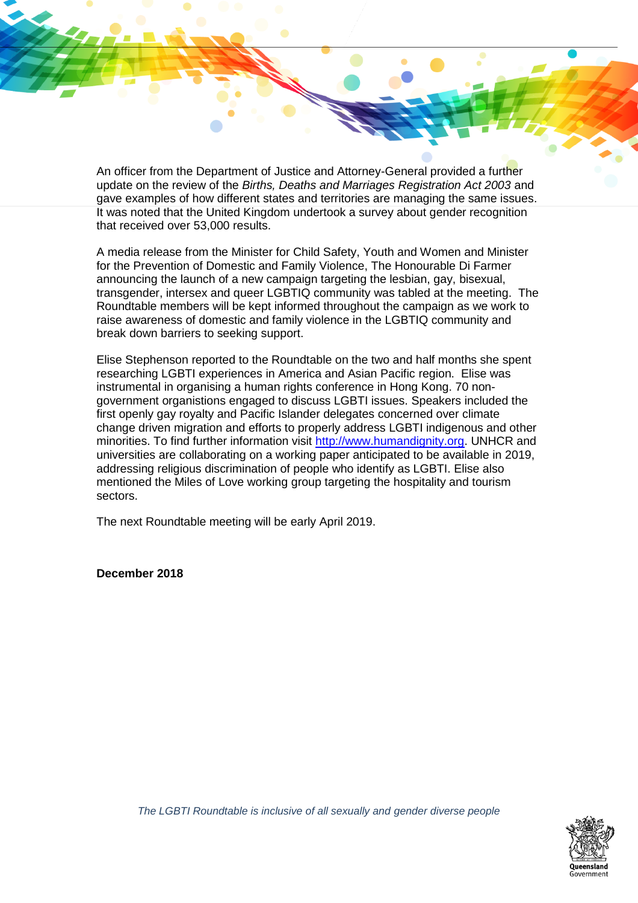An officer from the Department of Justice and Attorney-General provided a further update on the review of the *Births, Deaths and Marriages Registration Act 2003* and gave examples of how different states and territories are managing the same issues. It was noted that the United Kingdom undertook a survey about gender recognition that received over 53,000 results.

A media release from the Minister for Child Safety, Youth and Women and Minister for the Prevention of Domestic and Family Violence, The Honourable Di Farmer announcing the launch of a new campaign targeting the lesbian, gay, bisexual, transgender, intersex and queer LGBTIQ community was tabled at the meeting. The Roundtable members will be kept informed throughout the campaign as we work to raise awareness of domestic and family violence in the LGBTIQ community and break down barriers to seeking support.

Elise Stephenson reported to the Roundtable on the two and half months she spent researching LGBTI experiences in America and Asian Pacific region. Elise was instrumental in organising a human rights conference in Hong Kong. 70 non-government organistions engaged to discuss LGBTI issues. Speakers included the first openly gay royalty and Pacific Islander delegates concerned over climate change driven migration and efforts to properly address LGBTI indigenous and other minorities. To find further information visit http://www.humandignity.org. UNHCR and universities are collaborating on a working paper anticipated to be available in 2019, addressing religious discrimination of people who identify as LGBTI. Elise also mentioned the Miles of Love working group targeting the hospitality and tourism sectors.

The next Roundtable meeting will be early April 2019.

**December 2018**

*The LGBTI Roundtable is inclusive of all sexually and gender diverse people*